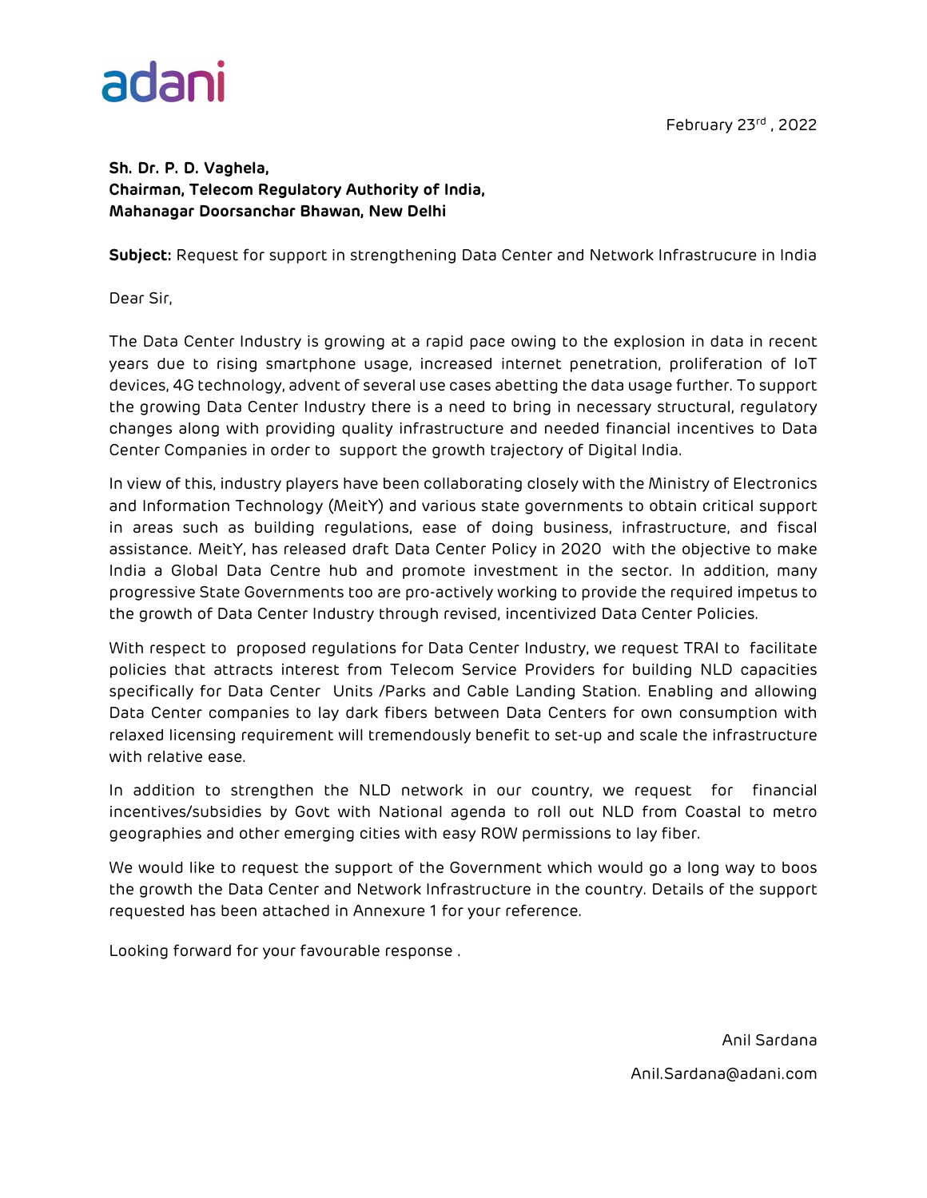adani

February 23rd , 2022

**Sh. Dr. P. D. Vaghela,**
**Chairman, Telecom Regulatory Authority of India,**
**Mahanagar Doorsanchar Bhawan, New Delhi**

**Subject:** Request for support in strengthening Data Center and Network Infrastrucure in India

Dear Sir,

The Data Center Industry is growing at a rapid pace owing to the explosion in data in recent years due to rising smartphone usage, increased internet penetration, proliferation of IoT devices, 4G technology, advent of several use cases abetting the data usage further. To support the growing Data Center Industry there is a need to bring in necessary structural, regulatory changes along with providing quality infrastructure and needed financial incentives to Data Center Companies in order to support the growth trajectory of Digital India.

In view of this, industry players have been collaborating closely with the Ministry of Electronics and Information Technology (MeitY) and various state governments to obtain critical support in areas such as building regulations, ease of doing business, infrastructure, and fiscal assistance. MeitY, has released draft Data Center Policy in 2020 with the objective to make India a Global Data Centre hub and promote investment in the sector. In addition, many progressive State Governments too are pro-actively working to provide the required impetus to the growth of Data Center Industry through revised, incentivized Data Center Policies.

With respect to proposed regulations for Data Center Industry, we request TRAI to facilitate policies that attracts interest from Telecom Service Providers for building NLD capacities specifically for Data Center Units /Parks and Cable Landing Station. Enabling and allowing Data Center companies to lay dark fibers between Data Centers for own consumption with relaxed licensing requirement will tremendously benefit to set-up and scale the infrastructure with relative ease.

In addition to strengthen the NLD network in our country, we request for financial incentives/subsidies by Govt with National agenda to roll out NLD from Coastal to metro geographies and other emerging cities with easy ROW permissions to lay fiber.

We would like to request the support of the Government which would go a long way to boos the growth the Data Center and Network Infrastructure in the country. Details of the support requested has been attached in Annexure 1 for your reference.

Looking forward for your favourable response .

Anil Sardana

Anil.Sardana@adani.com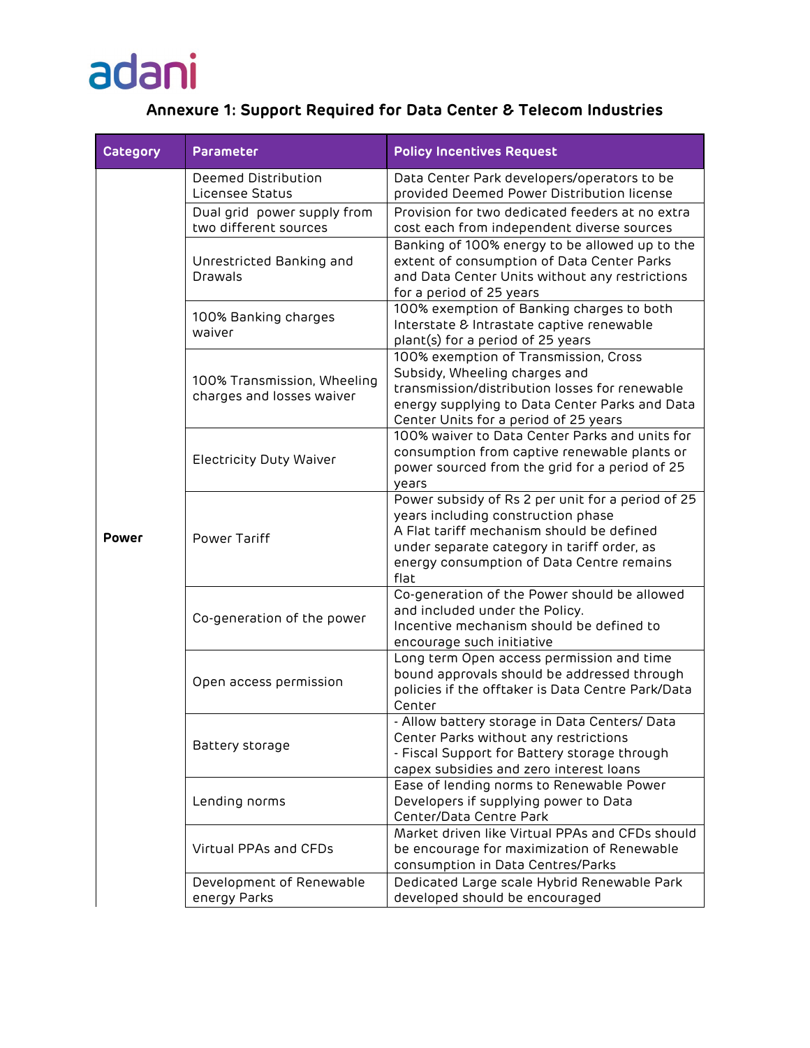## Annexure 1: Support Required for Data Center & Telecom Industries

| Category | Parameter | Policy Incentives Request |
|---|---|---|
| Power | Deemed Distribution Licensee Status | Data Center Park developers/operators to be provided Deemed Power Distribution license |
| | Dual grid power supply from two different sources | Provision for two dedicated feeders at no extra cost each from independent diverse sources |
| | Unrestricted Banking and Drawals | Banking of 100% energy to be allowed up to the extent of consumption of Data Center Parks and Data Center Units without any restrictions for a period of 25 years |
| | 100% Banking charges waiver | 100% exemption of Banking charges to both Interstate & Intrastate captive renewable plant(s) for a period of 25 years |
| | 100% Transmission, Wheeling charges and losses waiver | 100% exemption of Transmission, Cross Subsidy, Wheeling charges and transmission/distribution losses for renewable energy supplying to Data Center Parks and Data Center Units for a period of 25 years |
| | Electricity Duty Waiver | 100% waiver to Data Center Parks and units for consumption from captive renewable plants or power sourced from the grid for a period of 25 years |
| | Power Tariff | Power subsidy of Rs 2 per unit for a period of 25 years including construction phase<br>A Flat tariff mechanism should be defined under separate category in tariff order, as energy consumption of Data Centre remains flat |
| | Co-generation of the power | Co-generation of the Power should be allowed and included under the Policy.<br>Incentive mechanism should be defined to encourage such initiative |
| | Open access permission | Long term Open access permission and time bound approvals should be addressed through policies if the offtaker is Data Centre Park/Data Center |
| | Battery storage | - Allow battery storage in Data Centers/ Data Center Parks without any restrictions<br>- Fiscal Support for Battery storage through capex subsidies and zero interest loans |
| | Lending norms | Ease of lending norms to Renewable Power Developers if supplying power to Data Center/Data Centre Park |
| | Virtual PPAs and CFDs | Market driven like Virtual PPAs and CFDs should be encourage for maximization of Renewable consumption in Data Centres/Parks |
| | Development of Renewable energy Parks | Dedicated Large scale Hybrid Renewable Park developed should be encouraged |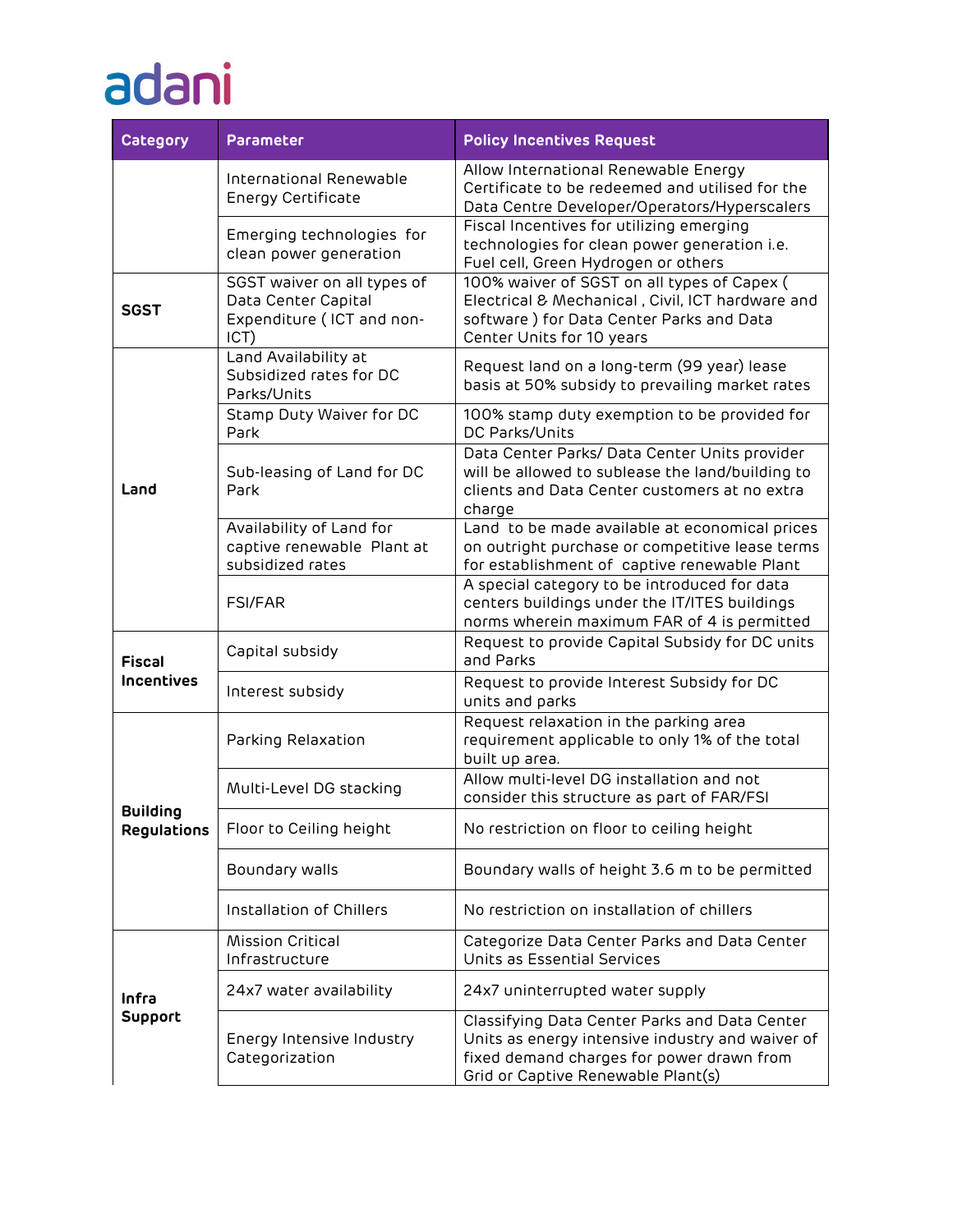| Category | Parameter | Policy Incentives Request |
|---|---|---|
| | International Renewable Energy Certificate | Allow International Renewable Energy Certificate to be redeemed and utilised for the Data Centre Developer/Operators/Hyperscalers |
| | Emerging technologies for clean power generation | Fiscal Incentives for utilizing emerging technologies for clean power generation i.e. Fuel cell, Green Hydrogen or others |
| **SGST** | SGST waiver on all types of Data Center Capital Expenditure ( ICT and non-ICT) | 100% waiver of SGST on all types of Capex ( Electrical & Mechanical , Civil, ICT hardware and software ) for Data Center Parks and Data Center Units for 10 years |
| **Land** | Land Availability at Subsidized rates for DC Parks/Units | Request land on a long-term (99 year) lease basis at 50% subsidy to prevailing market rates |
| | Stamp Duty Waiver for DC Park | 100% stamp duty exemption to be provided for DC Parks/Units |
| | Sub-leasing of Land for DC Park | Data Center Parks/ Data Center Units provider will be allowed to sublease the land/building to clients and Data Center customers at no extra charge |
| | Availability of Land for captive renewable Plant at subsidized rates | Land to be made available at economical prices on outright purchase or competitive lease terms for establishment of captive renewable Plant |
| | FSI/FAR | A special category to be introduced for data centers buildings under the IT/ITES buildings norms wherein maximum FAR of 4 is permitted |
| **Fiscal Incentives** | Capital subsidy | Request to provide Capital Subsidy for DC units and Parks |
| | Interest subsidy | Request to provide Interest Subsidy for DC units and parks |
| **Building Regulations** | Parking Relaxation | Request relaxation in the parking area requirement applicable to only 1% of the total built up area. |
| | Multi-Level DG stacking | Allow multi-level DG installation and not consider this structure as part of FAR/FSI |
| | Floor to Ceiling height | No restriction on floor to ceiling height |
| | Boundary walls | Boundary walls of height 3.6 m to be permitted |
| | Installation of Chillers | No restriction on installation of chillers |
| **Infra Support** | Mission Critical Infrastructure | Categorize Data Center Parks and Data Center Units as Essential Services |
| | 24x7 water availability | 24x7 uninterrupted water supply |
| | Energy Intensive Industry Categorization | Classifying Data Center Parks and Data Center Units as energy intensive industry and waiver of fixed demand charges for power drawn from Grid or Captive Renewable Plant(s) |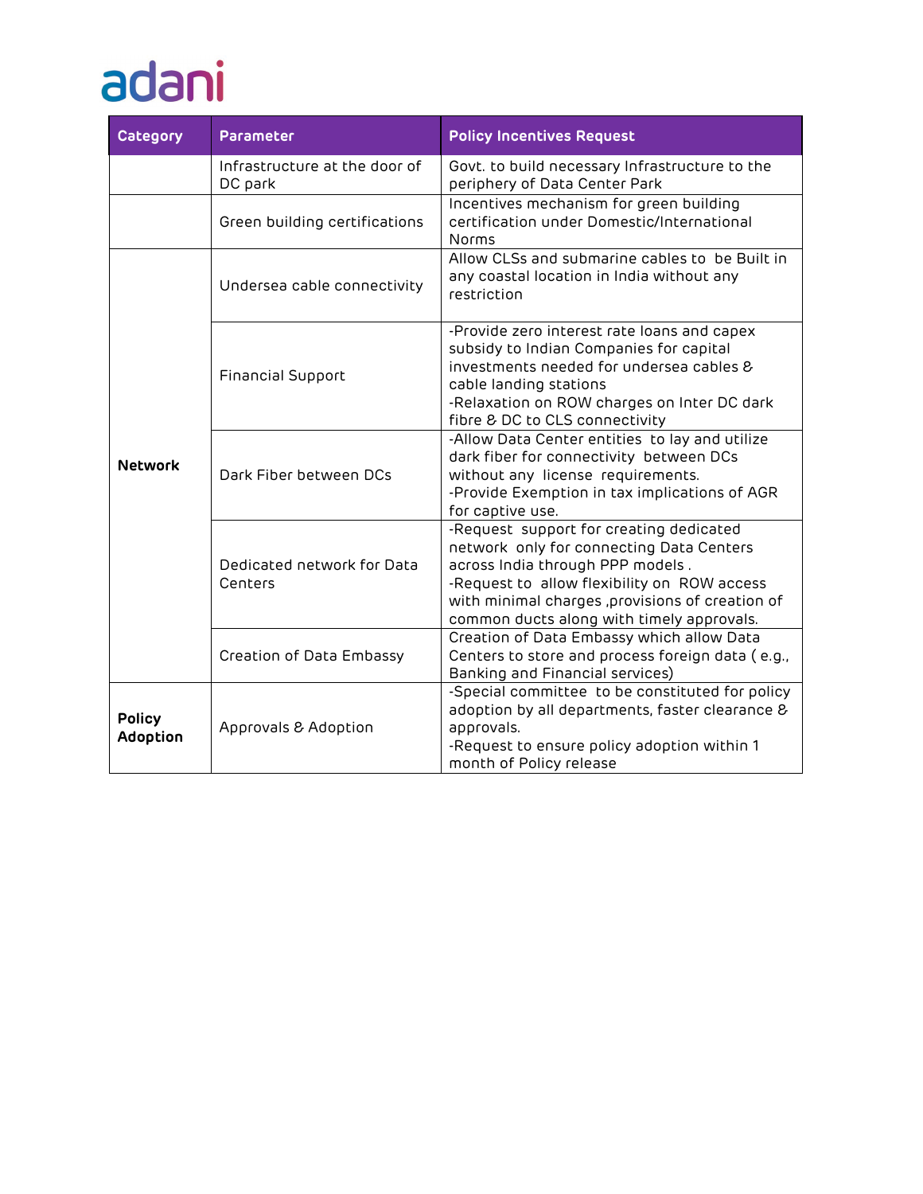| Category | Parameter | Policy Incentives Request |
|---|---|---|
| | Infrastructure at the door of DC park | Govt. to build necessary Infrastructure to the periphery of Data Center Park |
| | Green building certifications | Incentives mechanism for green building certification under Domestic/International Norms |
| **Network** | Undersea cable connectivity | Allow CLSs and submarine cables to be Built in any coastal location in India without any restriction |
| | Financial Support | -Provide zero interest rate loans and capex subsidy to Indian Companies for capital investments needed for undersea cables & cable landing stations<br>-Relaxation on ROW charges on Inter DC dark fibre & DC to CLS connectivity |
| | Dark Fiber between DCs | -Allow Data Center entities to lay and utilize dark fiber for connectivity between DCs without any license requirements.<br>-Provide Exemption in tax implications of AGR for captive use. |
| | Dedicated network for Data Centers | -Request support for creating dedicated network only for connecting Data Centers across India through PPP models .<br>-Request to allow flexibility on ROW access with minimal charges ,provisions of creation of common ducts along with timely approvals. |
| | Creation of Data Embassy | Creation of Data Embassy which allow Data Centers to store and process foreign data ( e.g., Banking and Financial services) |
| **Policy Adoption** | Approvals & Adoption | -Special committee to be constituted for policy adoption by all departments, faster clearance & approvals.<br>-Request to ensure policy adoption within 1 month of Policy release |